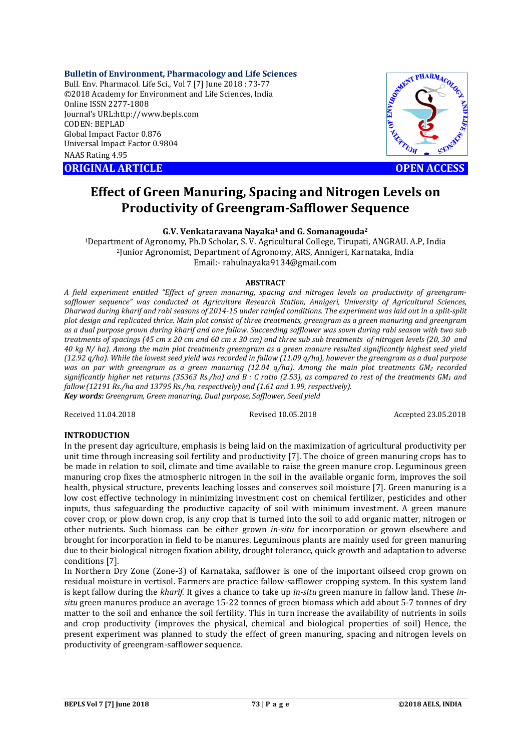**ORIGINAL ARTICLE** **OPEN ACCESS**

# Effect of Green Manuring, Spacing and Nitrogen Levels on Productivity of Greengram-Safflower Sequence

**G.V. Venkataravana Nayaka[1] and G. Somanagouda[2]**

[1]Department of Agronomy, Ph.D Scholar, S. V. Agricultural College, Tirupati, ANGRAU. A.P, India
[2]Junior Agronomist, Department of Agronomy, ARS, Annigeri, Karnataka, India
Email:- rahulnayaka9134@gmail.com

## ABSTRACT

*A field experiment entitled "Effect of green manuring, spacing and nitrogen levels on productivity of greengram-safflower sequence" was conducted at Agriculture Research Station, Annigeri, University of Agricultural Sciences, Dharwad during kharif and rabi seasons of 2014-15 under rainfed conditions. The experiment was laid out in a split-split plot design and replicated thrice. Main plot consist of three treatments, greengram as a green manuring and greengram as a dual purpose grown during kharif and one fallow. Succeeding safflower was sown during rabi season with two sub treatments of spacings (45 cm x 20 cm and 60 cm x 30 cm) and three sub sub treatments of nitrogen levels (20, 30 and 40 kg N/ ha). Among the main plot treatments greengram as a green manure resulted significantly highest seed yield (12.92 q/ha). While the lowest seed yield was recorded in fallow (11.09 q/ha), however the greengram as a dual purpose was on par with greengram as a green manuring (12.04 q/ha). Among the main plot treatments $GM_2$ recorded significantly higher net returns (35363 Rs./ha) and B : C ratio (2.53), as compared to rest of the treatments $GM_1$ and fallow (12191 Rs./ha and 13795 Rs./ha, respectively) and (1.61 and 1.99, respectively).*

***Key words:*** *Greengram, Green manuring, Dual purpose, Safflower, Seed yield*

Received 11.04.2018 Revised 10.05.2018 Accepted 23.05.2018

## INTRODUCTION

In the present day agriculture, emphasis is being laid on the maximization of agricultural productivity per unit time through increasing soil fertility and productivity [7]. The choice of green manuring crops has to be made in relation to soil, climate and time available to raise the green manure crop. Leguminous green manuring crop fixes the atmospheric nitrogen in the soil in the available organic form, improves the soil health, physical structure, prevents leaching losses and conserves soil moisture [7]. Green manuring is a low cost effective technology in minimizing investment cost on chemical fertilizer, pesticides and other inputs, thus safeguarding the productive capacity of soil with minimum investment. A green manure cover crop, or plow down crop, is any crop that is turned into the soil to add organic matter, nitrogen or other nutrients. Such biomass can be either grown *in-situ* for incorporation or grown elsewhere and brought for incorporation in field to be manures. Leguminous plants are mainly used for green manuring due to their biological nitrogen fixation ability, drought tolerance, quick growth and adaptation to adverse conditions [7].

In Northern Dry Zone (Zone-3) of Karnataka, safflower is one of the important oilseed crop grown on residual moisture in vertisol. Farmers are practice fallow-safflower cropping system. In this system land is kept fallow during the *kharif.* It gives a chance to take up *in-situ* green manure in fallow land. These *in-situ* green manures produce an average 15-22 tonnes of green biomass which add about 5-7 tonnes of dry matter to the soil and enhance the soil fertility. This in turn increase the availability of nutrients in soils and crop productivity (improves the physical, chemical and biological properties of soil) Hence, the present experiment was planned to study the effect of green manuring, spacing and nitrogen levels on productivity of greengram-safflower sequence.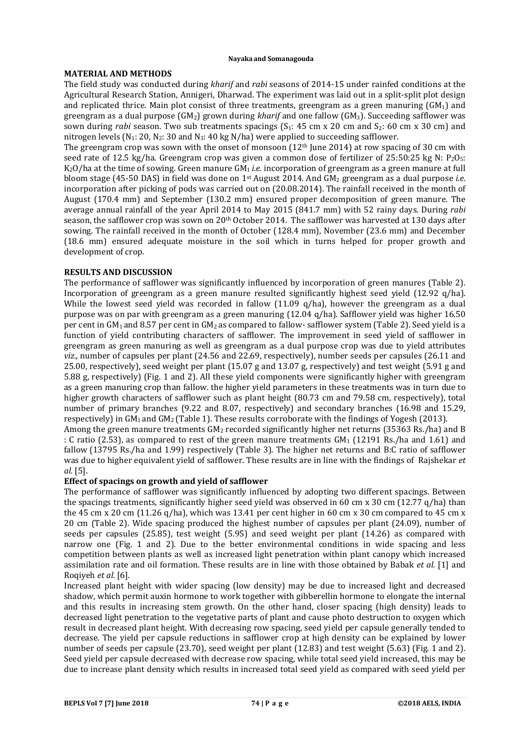## MATERIAL AND METHODS

The field study was conducted during *kharif* and *rabi* seasons of 2014-15 under rainfed conditions at the Agricultural Research Station, Annigeri, Dharwad. The experiment was laid out in a split-split plot design and replicated thrice. Main plot consist of three treatments, greengram as a green manuring ($GM_1$) and greengram as a dual purpose ($GM_2$) grown during *kharif* and one fallow ($GM_3$). Succeeding safflower was sown during *rabi* season. Two sub treatments spacings ($S_1$: 45 cm x 20 cm and $S_2$: 60 cm x 30 cm) and nitrogen levels ($N_1$: 20, $N_2$: 30 and $N_3$: 40 kg N/ha) were applied to succeeding safflower.

The greengram crop was sown with the onset of monsoon (12th June 2014) at row spacing of 30 cm with seed rate of 12.5 kg/ha. Greengram crop was given a common dose of fertilizer of 25:50:25 kg N: $P_2O_5$: $K_2O$/ha at the time of sowing. Green manure $GM_1$ *i.e.* incorporation of greengram as a green manure at full bloom stage (45-50 DAS) in field was done on 1st August 2014. And $GM_2$ greengram as a dual purpose *i.e.* incorporation after picking of pods was carried out on (20.08.2014). The rainfall received in the month of August (170.4 mm) and September (130.2 mm) ensured proper decomposition of green manure. The average annual rainfall of the year April 2014 to May 2015 (841.7 mm) with 52 rainy days. During *rabi* season, the safflower crop was sown on 20th October 2014. The safflower was harvested at 130 days after sowing. The rainfall received in the month of October (128.4 mm), November (23.6 mm) and December (18.6 mm) ensured adequate moisture in the soil which in turns helped for proper growth and development of crop.

## RESULTS AND DISCUSSION

The performance of safflower was significantly influenced by incorporation of green manures (Table 2). Incorporation of greengram as a green manure resulted significantly highest seed yield (12.92 q/ha). While the lowest seed yield was recorded in fallow (11.09 q/ha), however the greengram as a dual purpose was on par with greengram as a green manuring (12.04 q/ha). Safflower yield was higher 16.50 per cent in $GM_1$ and 8.57 per cent in $GM_2$ as compared to fallow- safflower system (Table 2). Seed yield is a function of yield contributing characters of safflower. The improvement in seed yield of safflower in greengram as green manuring as well as greengram as a dual purpose crop was due to yield attributes *viz.,* number of capsules per plant (24.56 and 22.69, respectively), number seeds per capsules (26.11 and 25.00, respectively), seed weight per plant (15.07 g and 13.07 g, respectively) and test weight (5.91 g and 5.88 g, respectively) (Fig. 1 and 2). All these yield components were significantly higher with greengram as a green manuring crop than fallow. the higher yield parameters in these treatments was in turn due to higher growth characters of safflower such as plant height (80.73 cm and 79.58 cm, respectively), total number of primary branches (9.22 and 8.07, respectively) and secondary branches (16.98 and 15.29, respectively) in $GM_1$ and $GM_2$ (Table 1). These results corroborate with the findings of Yogesh (2013).

Among the green manure treatments $GM_2$ recorded significantly higher net returns (35363 Rs./ha) and B : C ratio (2.53), as compared to rest of the green manure treatments $GM_1$ (12191 Rs./ha and 1.61) and fallow (13795 Rs./ha and 1.99) respectively (Table 3). The higher net returns and B:C ratio of safflower was due to higher equivalent yield of safflower. These results are in line with the findings of Rajshekar *et al.* [5].

### Effect of spacings on growth and yield of safflower

The performance of safflower was significantly influenced by adopting two different spacings. Between the spacings treatments, significantly higher seed yield was observed in 60 cm x 30 cm (12.77 q/ha) than the 45 cm x 20 cm (11.26 q/ha), which was 13.41 per cent higher in 60 cm x 30 cm compared to 45 cm x 20 cm (Table 2). Wide spacing produced the highest number of capsules per plant (24.09), number of seeds per capsules (25.85), test weight (5.95) and seed weight per plant (14.26) as compared with narrow one (Fig. 1 and 2). Due to the better environmental conditions in wide spacing and less competition between plants as well as increased light penetration within plant canopy which increased assimilation rate and oil formation. These results are in line with those obtained by Babak *et al.* [1] and Roqiyeh *et al.* [6].

Increased plant height with wider spacing (low density) may be due to increased light and decreased shadow, which permit auxin hormone to work together with gibberellin hormone to elongate the internal and this results in increasing stem growth. On the other hand, closer spacing (high density) leads to decreased light penetration to the vegetative parts of plant and cause photo destruction to oxygen which result in decreased plant height. With decreasing row spacing, seed yield per capsule generally tended to decrease. The yield per capsule reductions in safflower crop at high density can be explained by lower number of seeds per capsule (23.70), seed weight per plant (12.83) and test weight (5.63) (Fig. 1 and 2). Seed yield per capsule decreased with decrease row spacing, while total seed yield increased, this may be due to increase plant density which results in increased total seed yield as compared with seed yield per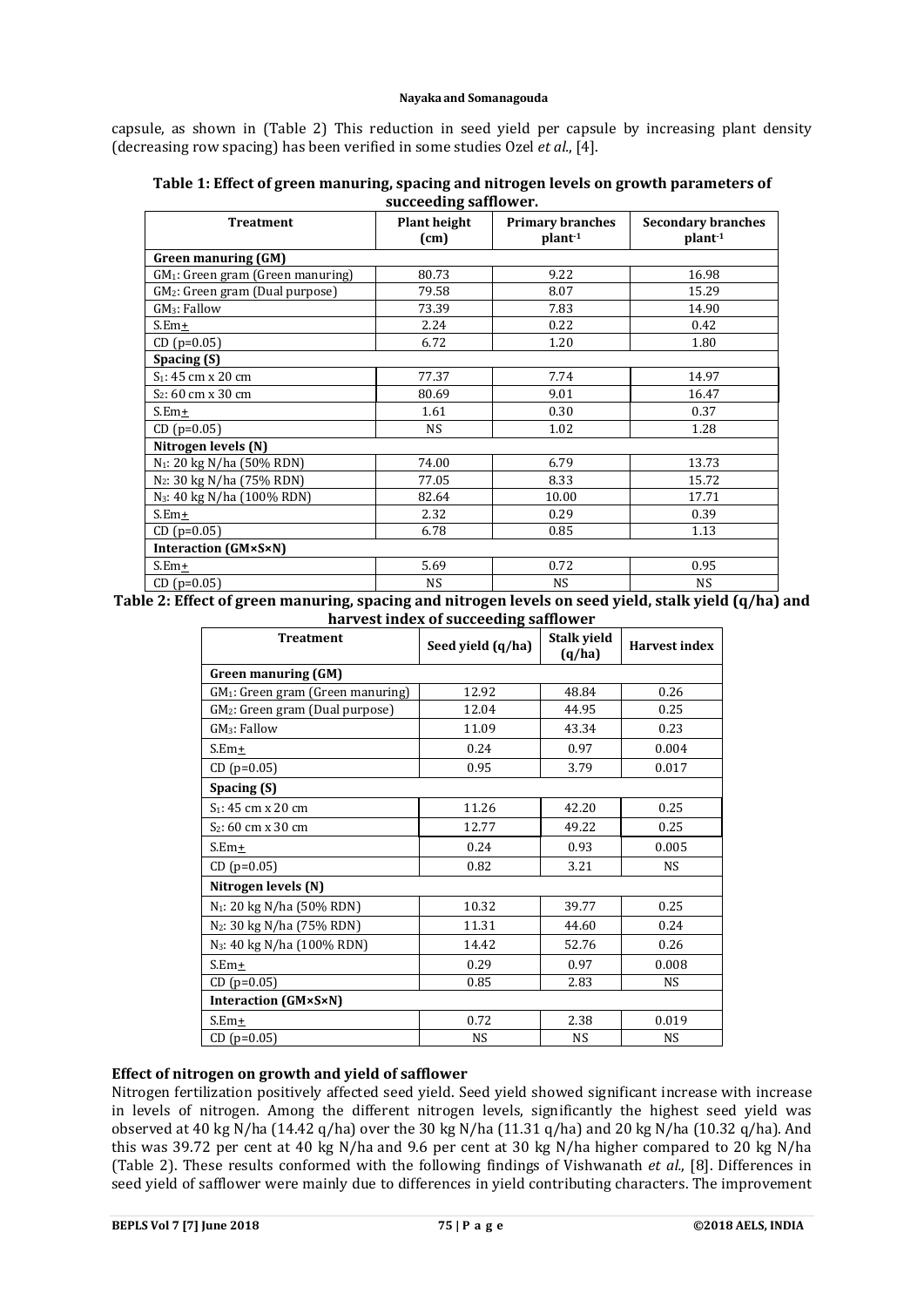capsule, as shown in (Table 2) This reduction in seed yield per capsule by increasing plant density (decreasing row spacing) has been verified in some studies Ozel *et al.*, [4].

**Table 1: Effect of green manuring, spacing and nitrogen levels on growth parameters of succeeding safflower.**

| Treatment | Plant height (cm) | Primary branches plant$^{-1}$ | Secondary branches plant$^{-1}$ |
|---|---|---|---|
| **Green manuring (GM)** | | | |
| $GM_1$: Green gram (Green manuring) | 80.73 | 9.22 | 16.98 |
| $GM_2$: Green gram (Dual purpose) | 79.58 | 8.07 | 15.29 |
| $GM_3$: Fallow | 73.39 | 7.83 | 14.90 |
| S.Em± | 2.24 | 0.22 | 0.42 |
| CD (p=0.05) | 6.72 | 1.20 | 1.80 |
| **Spacing (S)** | | | |
| $S_1$: 45 cm x 20 cm | 77.37 | 7.74 | 14.97 |
| $S_2$: 60 cm x 30 cm | 80.69 | 9.01 | 16.47 |
| S.Em± | 1.61 | 0.30 | 0.37 |
| CD (p=0.05) | NS | 1.02 | 1.28 |
| **Nitrogen levels (N)** | | | |
| $N_1$: 20 kg N/ha (50% RDN) | 74.00 | 6.79 | 13.73 |
| $N_2$: 30 kg N/ha (75% RDN) | 77.05 | 8.33 | 15.72 |
| $N_3$: 40 kg N/ha (100% RDN) | 82.64 | 10.00 | 17.71 |
| S.Em± | 2.32 | 0.29 | 0.39 |
| CD (p=0.05) | 6.78 | 0.85 | 1.13 |
| **Interaction (GM×S×N)** | | | |
| S.Em± | 5.69 | 0.72 | 0.95 |
| CD (p=0.05) | NS | NS | NS |

**Table 2: Effect of green manuring, spacing and nitrogen levels on seed yield, stalk yield (q/ha) and harvest index of succeeding safflower**

| Treatment | Seed yield (q/ha) | Stalk yield (q/ha) | Harvest index |
|---|---|---|---|
| **Green manuring (GM)** | | | |
| $GM_1$: Green gram (Green manuring) | 12.92 | 48.84 | 0.26 |
| $GM_2$: Green gram (Dual purpose) | 12.04 | 44.95 | 0.25 |
| $GM_3$: Fallow | 11.09 | 43.34 | 0.23 |
| S.Em± | 0.24 | 0.97 | 0.004 |
| CD (p=0.05) | 0.95 | 3.79 | 0.017 |
| **Spacing (S)** | | | |
| $S_1$: 45 cm x 20 cm | 11.26 | 42.20 | 0.25 |
| $S_2$: 60 cm x 30 cm | 12.77 | 49.22 | 0.25 |
| S.Em± | 0.24 | 0.93 | 0.005 |
| CD (p=0.05) | 0.82 | 3.21 | NS |
| **Nitrogen levels (N)** | | | |
| $N_1$: 20 kg N/ha (50% RDN) | 10.32 | 39.77 | 0.25 |
| $N_2$: 30 kg N/ha (75% RDN) | 11.31 | 44.60 | 0.24 |
| $N_3$: 40 kg N/ha (100% RDN) | 14.42 | 52.76 | 0.26 |
| S.Em± | 0.29 | 0.97 | 0.008 |
| CD (p=0.05) | 0.85 | 2.83 | NS |
| **Interaction (GM×S×N)** | | | |
| S.Em± | 0.72 | 2.38 | 0.019 |
| CD (p=0.05) | NS | NS | NS |

**Effect of nitrogen on growth and yield of safflower**

Nitrogen fertilization positively affected seed yield. Seed yield showed significant increase with increase in levels of nitrogen. Among the different nitrogen levels, significantly the highest seed yield was observed at 40 kg N/ha (14.42 q/ha) over the 30 kg N/ha (11.31 q/ha) and 20 kg N/ha (10.32 q/ha). And this was 39.72 per cent at 40 kg N/ha and 9.6 per cent at 30 kg N/ha higher compared to 20 kg N/ha (Table 2). These results conformed with the following findings of Vishwanath *et al.*, [8]. Differences in seed yield of safflower were mainly due to differences in yield contributing characters. The improvement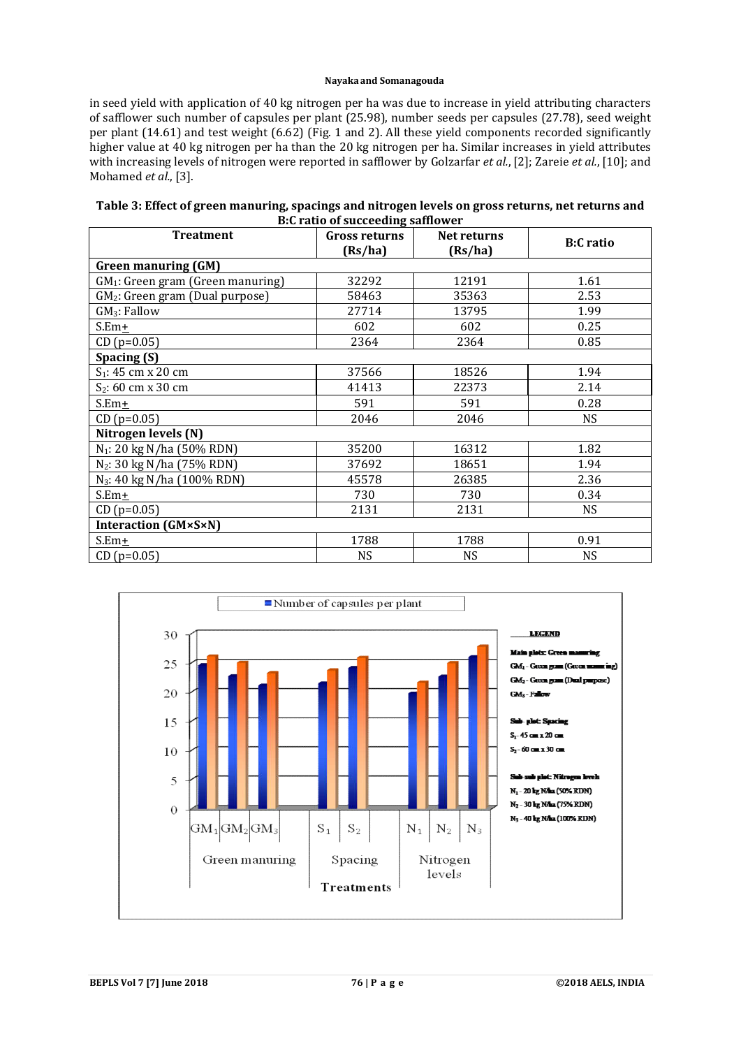in seed yield with application of 40 kg nitrogen per ha was due to increase in yield attributing characters of safflower such number of capsules per plant (25.98), number seeds per capsules (27.78), seed weight per plant (14.61) and test weight (6.62) (Fig. 1 and 2). All these yield components recorded significantly higher value at 40 kg nitrogen per ha than the 20 kg nitrogen per ha. Similar increases in yield attributes with increasing levels of nitrogen were reported in safflower by Golzarfar *et al.*, [2]; Zareie *et al.*, [10]; and Mohamed *et al.*, [3].

**Table 3: Effect of green manuring, spacings and nitrogen levels on gross returns, net returns and B:C ratio of succeeding safflower**

| Treatment | Gross returns (Rs/ha) | Net returns (Rs/ha) | B:C ratio |
|---|---|---|---|
| **Green manuring (GM)** | | | |
| $GM_1$: Green gram (Green manuring) | 32292 | 12191 | 1.61 |
| $GM_2$: Green gram (Dual purpose) | 58463 | 35363 | 2.53 |
| $GM_3$: Fallow | 27714 | 13795 | 1.99 |
| S.Em± | 602 | 602 | 0.25 |
| CD (p=0.05) | 2364 | 2364 | 0.85 |
| **Spacing (S)** | | | |
| $S_1$: 45 cm x 20 cm | 37566 | 18526 | 1.94 |
| $S_2$: 60 cm x 30 cm | 41413 | 22373 | 2.14 |
| S.Em± | 591 | 591 | 0.28 |
| CD (p=0.05) | 2046 | 2046 | NS |
| **Nitrogen levels (N)** | | | |
| $N_1$: 20 kg N/ha (50% RDN) | 35200 | 16312 | 1.82 |
| $N_2$: 30 kg N/ha (75% RDN) | 37692 | 18651 | 1.94 |
| $N_3$: 40 kg N/ha (100% RDN) | 45578 | 26385 | 2.36 |
| S.Em± | 730 | 730 | 0.34 |
| CD (p=0.05) | 2131 | 2131 | NS |
| **Interaction (GM×S×N)** | | | |
| S.Em± | 1788 | 1788 | 0.91 |
| CD (p=0.05) | NS | NS | NS |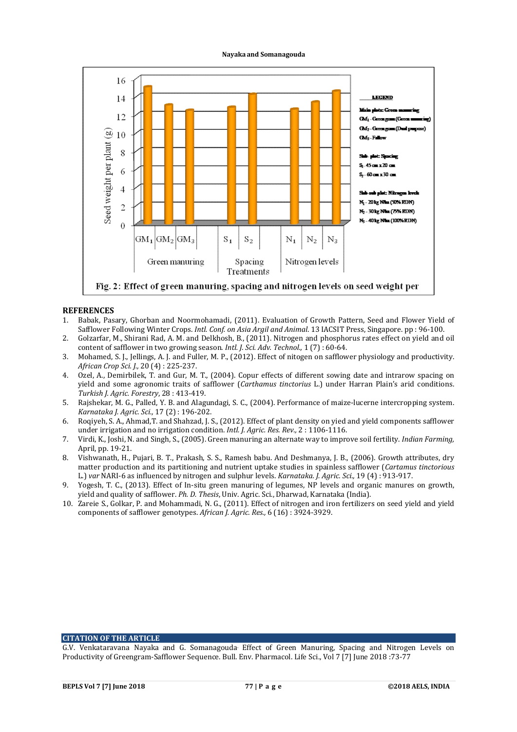16
14
12
10
8
6
4
2
0

Seed weight per plant (g)

GM$_1$ GM$_2$ GM$_3$ S$_1$ S$_2$ N$_1$ N$_2$ N$_3$

Green manuring

Spacing
Treatments

Nitrogen levels

LEGEND

Main plots: Green manuring
GM$_1$ - Green gram (Green manuring)
GM$_2$ - Green gram (Dual purpose)
GM$_3$ - Fallow

Sub plot: Spacing
S$_1$ - 45 cm x 20 cm
S$_2$ - 60 cm x 30 cm

Sub-sub plot: Nitrogen levels
N$_1$ - 20 kg N/ha (50% RDN)
N$_2$ - 30 kg N/ha (75% RDN)
N$_3$ - 40 kg N/ha (100% RDN)

**Fig. 2: Effect of green manuring, spacing and nitrogen levels on seed weight per**

## REFERENCES

1. Babak, Pasary, Ghorban and Noormohamadi, (2011). Evaluation of Growth Pattern, Seed and Flower Yield of Safflower Following Winter Crops. *Intl. Conf. on Asia Argil and Animal*. 13 IACSIT Press, Singapore. pp : 96-100.
2. Golzarfar, M., Shirani Rad, A. M. and Delkhosh, B., (2011). Nitrogen and phosphorus rates effect on yield and oil content of safflower in two growing season. *Intl. J. Sci. Adv. Technol.,* 1 (7) : 60-64.
3. Mohamed, S. J., Jellings, A. J. and Fuller, M. P., (2012). Effect of nitogen on safflower physiology and productivity. *African Crop Sci. J.,* 20 (4) : 225-237.
4. Ozel, A., Demirbilek, T. and Gur, M. T., (2004). Copur effects of different sowing date and intrarow spacing on yield and some agronomic traits of safflower (*Carthamus tinctorius* L.) under Harran Plain's arid conditions. *Turkish J. Agric. Forestry*, 28 : 413-419.
5. Rajshekar, M. G., Palled, Y. B. and Alagundagi, S. C., (2004). Performance of maize-lucerne intercropping system. *Karnataka J. Agric. Sci.,* 17 (2) : 196-202.
6. Roqiyeh, S. A., Ahmad,T. and Shahzad, J. S., (2012). Effect of plant density on yied and yield components safflower under irrigation and no irrigation condition. *Intl. J. Agric. Res. Rev.,* 2 : 1106-1116.
7. Virdi, K., Joshi, N. and Singh, S., (2005). Green manuring an alternate way to improve soil fertility. *Indian Farming,* April, pp. 19-21.
8. Vishwanath, H., Pujari, B. T., Prakash, S. S., Ramesh babu. And Deshmanya, J. B., (2006). Growth attributes, dry matter production and its partitioning and nutrient uptake studies in spainless safflower (*Cartamus tinctorious* L.) *var* NARI-6 as influenced by nitrogen and sulphur levels. *Karnataka. J. Agric. Sci.,* 19 (4) : 913-917.
9. Yogesh, T. C., (2013). Effect of In-situ green manuring of legumes, NP levels and organic manures on growth, yield and quality of safflower. *Ph. D. Thesis*, Univ. Agric. Sci., Dharwad, Karnataka (India).
10. Zareie S., Golkar, P. and Mohammadi, N. G., (2011). Effect of nitrogen and iron fertilizers on seed yield and yield components of safflower genotypes. *African J. Agric. Res.,* 6 (16) : 3924-3929.

**CITATION OF THE ARTICLE**

G.V. Venkataravana Nayaka and G. Somanagouda Effect of Green Manuring, Spacing and Nitrogen Levels on Productivity of Greengram-Safflower Sequence. Bull. Env. Pharmacol. Life Sci., Vol 7 [7] June 2018 :73-77